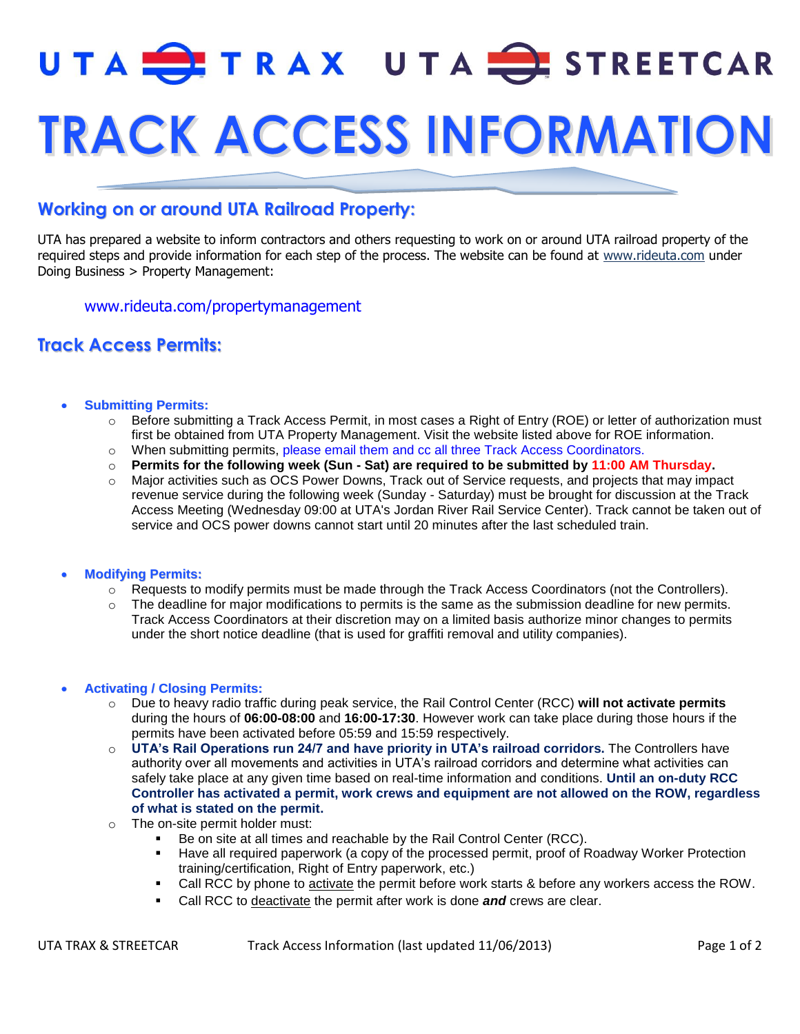UTA TRAX UTA STREETCAR

# TRACK ACCESS INFORMATION

## Working on or around UTA Railroad Property:

UTA has prepared a website to inform contractors and others requesting to work on or around UTA railroad property of the required steps and provide information for each step of the process. The website can be found at www.rideuta.com under Doing Business > Property Management:

www.rideuta.com/propertymanagement

## Track Access Permits:

- **Submitting Permits:**
  - Before submitting a Track Access Permit, in most cases a Right of Entry (ROE) or letter of authorization must first be obtained from UTA Property Management. Visit the website listed above for ROE information.
  - When submitting permits, please email them and cc all three Track Access Coordinators.
  - **Permits for the following week (Sun - Sat) are required to be submitted by 11:00 AM Thursday.**
  - Major activities such as OCS Power Downs, Track out of Service requests, and projects that may impact revenue service during the following week (Sunday - Saturday) must be brought for discussion at the Track Access Meeting (Wednesday 09:00 at UTA's Jordan River Rail Service Center). Track cannot be taken out of service and OCS power downs cannot start until 20 minutes after the last scheduled train.

- **Modifying Permits:**
  - Requests to modify permits must be made through the Track Access Coordinators (not the Controllers).
  - The deadline for major modifications to permits is the same as the submission deadline for new permits. Track Access Coordinators at their discretion may on a limited basis authorize minor changes to permits under the short notice deadline (that is used for graffiti removal and utility companies).

- **Activating / Closing Permits:**
  - Due to heavy radio traffic during peak service, the Rail Control Center (RCC) **will not activate permits** during the hours of **06:00-08:00** and **16:00-17:30**. However work can take place during those hours if the permits have been activated before 05:59 and 15:59 respectively.
  - **UTA's Rail Operations run 24/7 and have priority in UTA's railroad corridors.** The Controllers have authority over all movements and activities in UTA's railroad corridors and determine what activities can safely take place at any given time based on real-time information and conditions. **Until an on-duty RCC Controller has activated a permit, work crews and equipment are not allowed on the ROW, regardless of what is stated on the permit.**
  - The on-site permit holder must:
    - Be on site at all times and reachable by the Rail Control Center (RCC).
    - Have all required paperwork (a copy of the processed permit, proof of Roadway Worker Protection training/certification, Right of Entry paperwork, etc.)
    - Call RCC by phone to activate the permit before work starts & before any workers access the ROW.
    - Call RCC to deactivate the permit after work is done ***and*** crews are clear.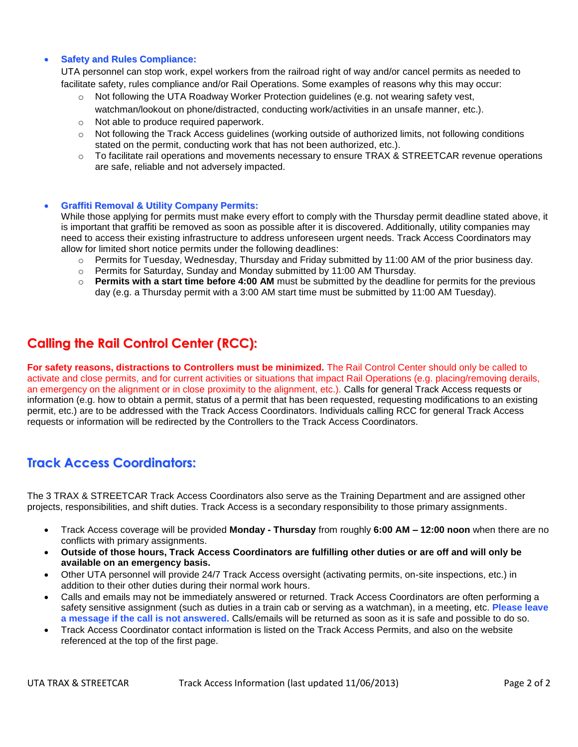- **Safety and Rules Compliance:**
  UTA personnel can stop work, expel workers from the railroad right of way and/or cancel permits as needed to facilitate safety, rules compliance and/or Rail Operations. Some examples of reasons why this may occur:
    - Not following the UTA Roadway Worker Protection guidelines (e.g. not wearing safety vest, watchman/lookout on phone/distracted, conducting work/activities in an unsafe manner, etc.).
    - Not able to produce required paperwork.
    - Not following the Track Access guidelines (working outside of authorized limits, not following conditions stated on the permit, conducting work that has not been authorized, etc.).
    - To facilitate rail operations and movements necessary to ensure TRAX & STREETCAR revenue operations are safe, reliable and not adversely impacted.

- **Graffiti Removal & Utility Company Permits:**
  While those applying for permits must make every effort to comply with the Thursday permit deadline stated above, it is important that graffiti be removed as soon as possible after it is discovered. Additionally, utility companies may need to access their existing infrastructure to address unforeseen urgent needs. Track Access Coordinators may allow for limited short notice permits under the following deadlines:
    - Permits for Tuesday, Wednesday, Thursday and Friday submitted by 11:00 AM of the prior business day.
    - Permits for Saturday, Sunday and Monday submitted by 11:00 AM Thursday.
    - **Permits with a start time before 4:00 AM** must be submitted by the deadline for permits for the previous day (e.g. a Thursday permit with a 3:00 AM start time must be submitted by 11:00 AM Tuesday).

## Calling the Rail Control Center (RCC):

**For safety reasons, distractions to Controllers must be minimized.** The Rail Control Center should only be called to activate and close permits, and for current activities or situations that impact Rail Operations (e.g. placing/removing derails, an emergency on the alignment or in close proximity to the alignment, etc.). Calls for general Track Access requests or information (e.g. how to obtain a permit, status of a permit that has been requested, requesting modifications to an existing permit, etc.) are to be addressed with the Track Access Coordinators. Individuals calling RCC for general Track Access requests or information will be redirected by the Controllers to the Track Access Coordinators.

## Track Access Coordinators:

The 3 TRAX & STREETCAR Track Access Coordinators also serve as the Training Department and are assigned other projects, responsibilities, and shift duties. Track Access is a secondary responsibility to those primary assignments.

- Track Access coverage will be provided **Monday - Thursday** from roughly **6:00 AM – 12:00 noon** when there are no conflicts with primary assignments.
- **Outside of those hours, Track Access Coordinators are fulfilling other duties or are off and will only be available on an emergency basis.**
- Other UTA personnel will provide 24/7 Track Access oversight (activating permits, on-site inspections, etc.) in addition to their other duties during their normal work hours.
- Calls and emails may not be immediately answered or returned. Track Access Coordinators are often performing a safety sensitive assignment (such as duties in a train cab or serving as a watchman), in a meeting, etc. **Please leave a message if the call is not answered.** Calls/emails will be returned as soon as it is safe and possible to do so.
- Track Access Coordinator contact information is listed on the Track Access Permits, and also on the website referenced at the top of the first page.